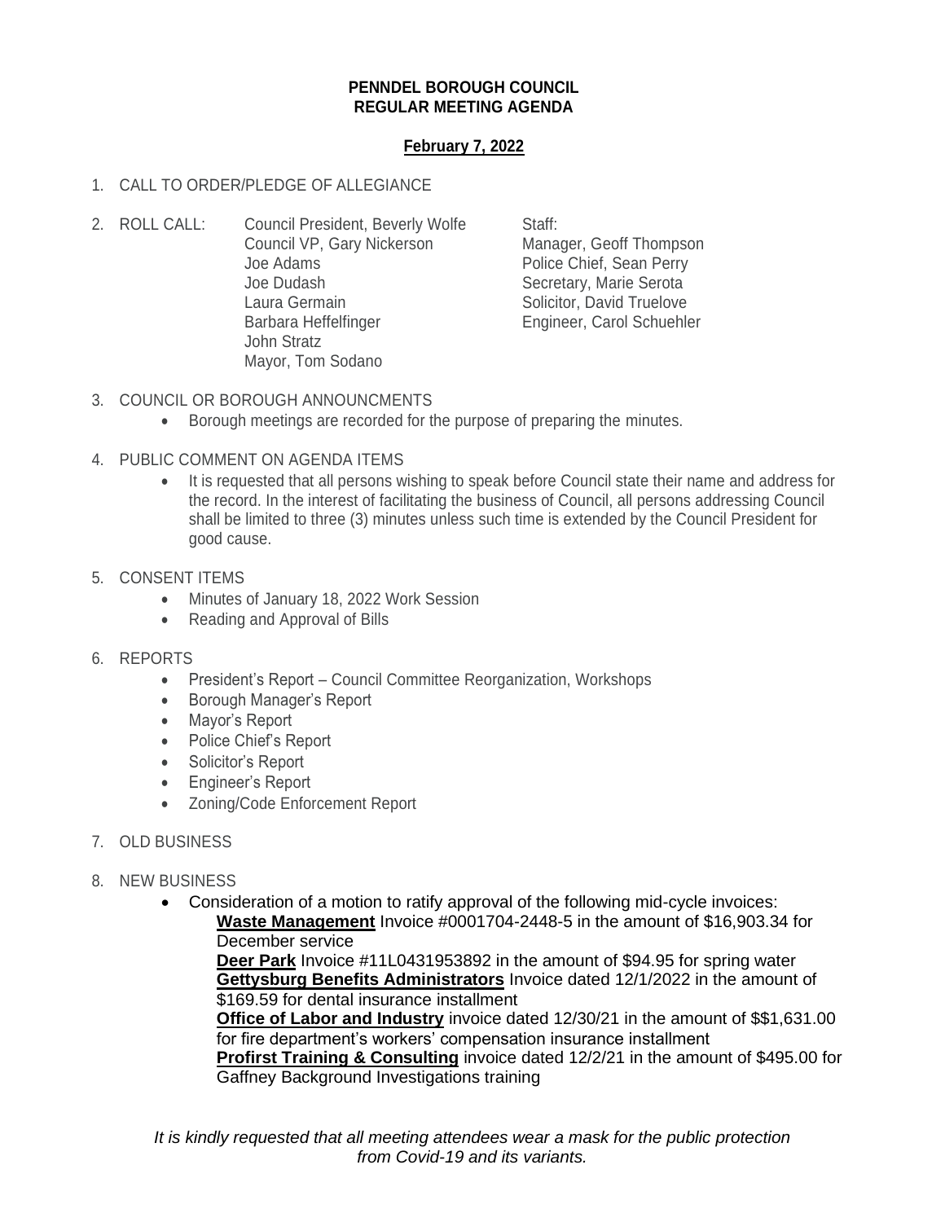**PENNDEL BOROUGH COUNCIL**
**REGULAR MEETING AGENDA**

**February 7, 2022**

1. CALL TO ORDER/PLEDGE OF ALLEGIANCE

2. ROLL CALL:

| | |
|---|---|
| Council President, Beverly Wolfe | Staff: |
| Council VP, Gary Nickerson | Manager, Geoff Thompson |
| Joe Adams | Police Chief, Sean Perry |
| Joe Dudash | Secretary, Marie Serota |
| Laura Germain | Solicitor, David Truelove |
| Barbara Heffelfinger | Engineer, Carol Schuehler |
| John Stratz | |
| Mayor, Tom Sodano | |

3. COUNCIL OR BOROUGH ANNOUNCMENTS
   - Borough meetings are recorded for the purpose of preparing the minutes.

4. PUBLIC COMMENT ON AGENDA ITEMS
   - It is requested that all persons wishing to speak before Council state their name and address for the record. In the interest of facilitating the business of Council, all persons addressing Council shall be limited to three (3) minutes unless such time is extended by the Council President for good cause.

5. CONSENT ITEMS
   - Minutes of January 18, 2022 Work Session
   - Reading and Approval of Bills

6. REPORTS
   - President's Report – Council Committee Reorganization, Workshops
   - Borough Manager's Report
   - Mayor's Report
   - Police Chief's Report
   - Solicitor's Report
   - Engineer's Report
   - Zoning/Code Enforcement Report

7. OLD BUSINESS

8. NEW BUSINESS
   - Consideration of a motion to ratify approval of the following mid-cycle invoices:
     **Waste Management** Invoice #0001704-2448-5 in the amount of $16,903.34 for December service
     **Deer Park** Invoice #11L0431953892 in the amount of $94.95 for spring water
     **Gettysburg Benefits Administrators** Invoice dated 12/1/2022 in the amount of $169.59 for dental insurance installment
     **Office of Labor and Industry** invoice dated 12/30/21 in the amount of $$1,631.00 for fire department's workers' compensation insurance installment
     **Profirst Training & Consulting** invoice dated 12/2/21 in the amount of $495.00 for Gaffney Background Investigations training

*It is kindly requested that all meeting attendees wear a mask for the public protection from Covid-19 and its variants.*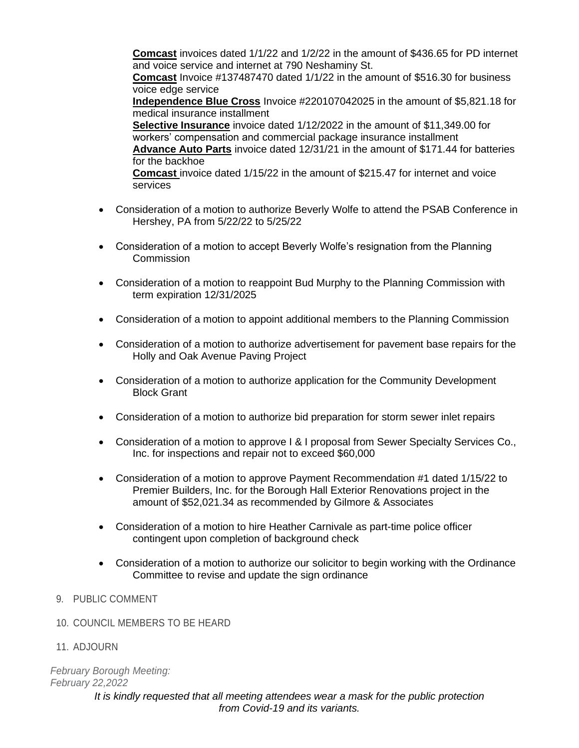**Comcast** invoices dated 1/1/22 and 1/2/22 in the amount of $436.65 for PD internet and voice service and internet at 790 Neshaminy St.

**Comcast** Invoice #137487470 dated 1/1/22 in the amount of $516.30 for business voice edge service

**Independence Blue Cross** Invoice #220107042025 in the amount of $5,821.18 for medical insurance installment

**Selective Insurance** invoice dated 1/12/2022 in the amount of $11,349.00 for workers' compensation and commercial package insurance installment

**Advance Auto Parts** invoice dated 12/31/21 in the amount of $171.44 for batteries for the backhoe

**Comcast** invoice dated 1/15/22 in the amount of $215.47 for internet and voice services

- Consideration of a motion to authorize Beverly Wolfe to attend the PSAB Conference in Hershey, PA from 5/22/22 to 5/25/22
- Consideration of a motion to accept Beverly Wolfe's resignation from the Planning Commission
- Consideration of a motion to reappoint Bud Murphy to the Planning Commission with term expiration 12/31/2025
- Consideration of a motion to appoint additional members to the Planning Commission
- Consideration of a motion to authorize advertisement for pavement base repairs for the Holly and Oak Avenue Paving Project
- Consideration of a motion to authorize application for the Community Development Block Grant
- Consideration of a motion to authorize bid preparation for storm sewer inlet repairs
- Consideration of a motion to approve I & I proposal from Sewer Specialty Services Co., Inc. for inspections and repair not to exceed $60,000
- Consideration of a motion to approve Payment Recommendation #1 dated 1/15/22 to Premier Builders, Inc. for the Borough Hall Exterior Renovations project in the amount of $52,021.34 as recommended by Gilmore & Associates
- Consideration of a motion to hire Heather Carnivale as part-time police officer contingent upon completion of background check
- Consideration of a motion to authorize our solicitor to begin working with the Ordinance Committee to revise and update the sign ordinance

9. PUBLIC COMMENT
10. COUNCIL MEMBERS TO BE HEARD
11. ADJOURN

*February Borough Meeting:*
*February 22,2022*

*It is kindly requested that all meeting attendees wear a mask for the public protection from Covid-19 and its variants.*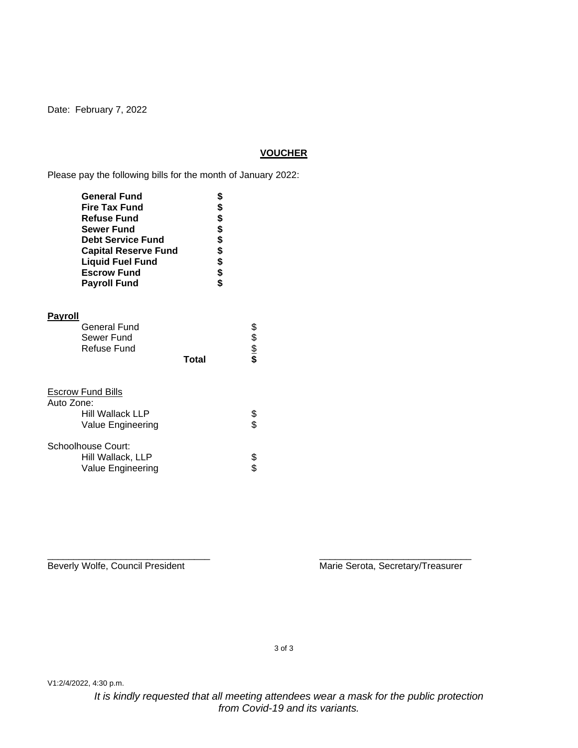Date: February 7, 2022

## VOUCHER

Please pay the following bills for the month of January 2022:

| | |
|---|---|
| **General Fund** | **$** |
| **Fire Tax Fund** | **$** |
| **Refuse Fund** | **$** |
| **Sewer Fund** | **$** |
| **Debt Service Fund** | **$** |
| **Capital Reserve Fund** | **$** |
| **Liquid Fuel Fund** | **$** |
| **Escrow Fund** | **$** |
| **Payroll Fund** | **$** |

**Payroll**

| | | |
|---|---|---|
| General Fund | | $ |
| Sewer Fund | | $ |
| Refuse Fund | | $ |
| | **Total** | **$** |

Escrow Fund Bills

Auto Zone:

| | |
|---|---|
| Hill Wallack LLP | $ |
| Value Engineering | $ |

Schoolhouse Court:

| | |
|---|---|
| Hill Wallack, LLP | $ |
| Value Engineering | $ |

_______________________________
Beverly Wolfe, Council President

_______________________________
Marie Serota, Secretary/Treasurer

V1:2/4/2022, 4:30 p.m.

*It is kindly requested that all meeting attendees wear a mask for the public protection from Covid-19 and its variants.*